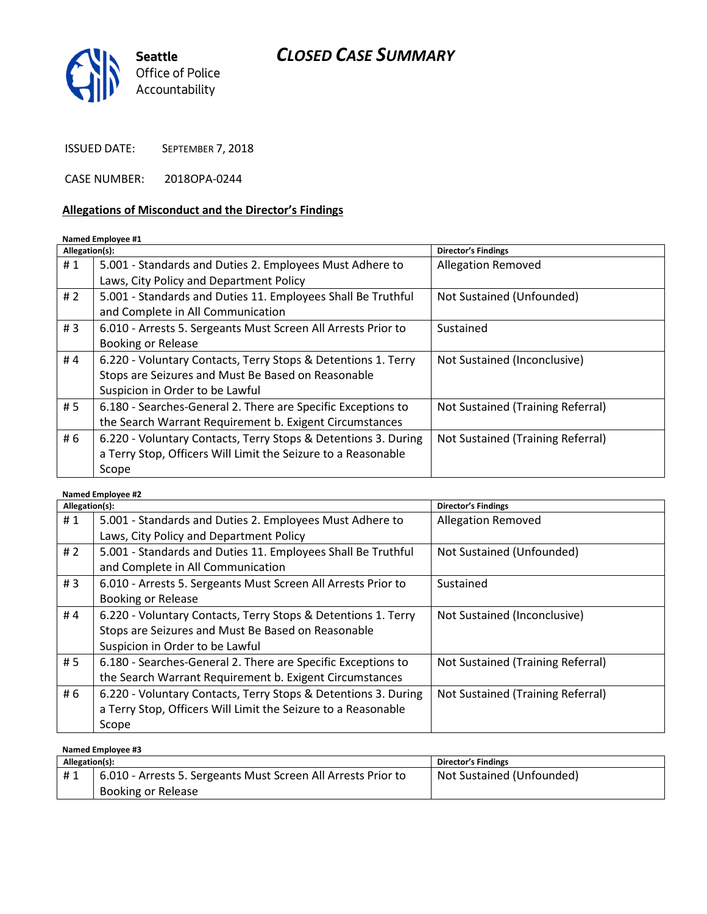Seattle
Office of Police
Accountability

# CLOSED CASE SUMMARY

ISSUED DATE: SEPTEMBER 7, 2018

CASE NUMBER: 2018OPA-0244

## Allegations of Misconduct and the Director's Findings

**Named Employee #1**

| Allegation(s): | | Director's Findings |
|---|---|---|
| # 1 | 5.001 - Standards and Duties 2. Employees Must Adhere to Laws, City Policy and Department Policy | Allegation Removed |
| # 2 | 5.001 - Standards and Duties 11. Employees Shall Be Truthful and Complete in All Communication | Not Sustained (Unfounded) |
| # 3 | 6.010 - Arrests 5. Sergeants Must Screen All Arrests Prior to Booking or Release | Sustained |
| # 4 | 6.220 - Voluntary Contacts, Terry Stops & Detentions 1. Terry Stops are Seizures and Must Be Based on Reasonable Suspicion in Order to be Lawful | Not Sustained (Inconclusive) |
| # 5 | 6.180 - Searches-General 2. There are Specific Exceptions to the Search Warrant Requirement b. Exigent Circumstances | Not Sustained (Training Referral) |
| # 6 | 6.220 - Voluntary Contacts, Terry Stops & Detentions 3. During a Terry Stop, Officers Will Limit the Seizure to a Reasonable Scope | Not Sustained (Training Referral) |

**Named Employee #2**

| Allegation(s): | | Director's Findings |
|---|---|---|
| # 1 | 5.001 - Standards and Duties 2. Employees Must Adhere to Laws, City Policy and Department Policy | Allegation Removed |
| # 2 | 5.001 - Standards and Duties 11. Employees Shall Be Truthful and Complete in All Communication | Not Sustained (Unfounded) |
| # 3 | 6.010 - Arrests 5. Sergeants Must Screen All Arrests Prior to Booking or Release | Sustained |
| # 4 | 6.220 - Voluntary Contacts, Terry Stops & Detentions 1. Terry Stops are Seizures and Must Be Based on Reasonable Suspicion in Order to be Lawful | Not Sustained (Inconclusive) |
| # 5 | 6.180 - Searches-General 2. There are Specific Exceptions to the Search Warrant Requirement b. Exigent Circumstances | Not Sustained (Training Referral) |
| # 6 | 6.220 - Voluntary Contacts, Terry Stops & Detentions 3. During a Terry Stop, Officers Will Limit the Seizure to a Reasonable Scope | Not Sustained (Training Referral) |

**Named Employee #3**

| Allegation(s): | | Director's Findings |
|---|---|---|
| # 1 | 6.010 - Arrests 5. Sergeants Must Screen All Arrests Prior to Booking or Release | Not Sustained (Unfounded) |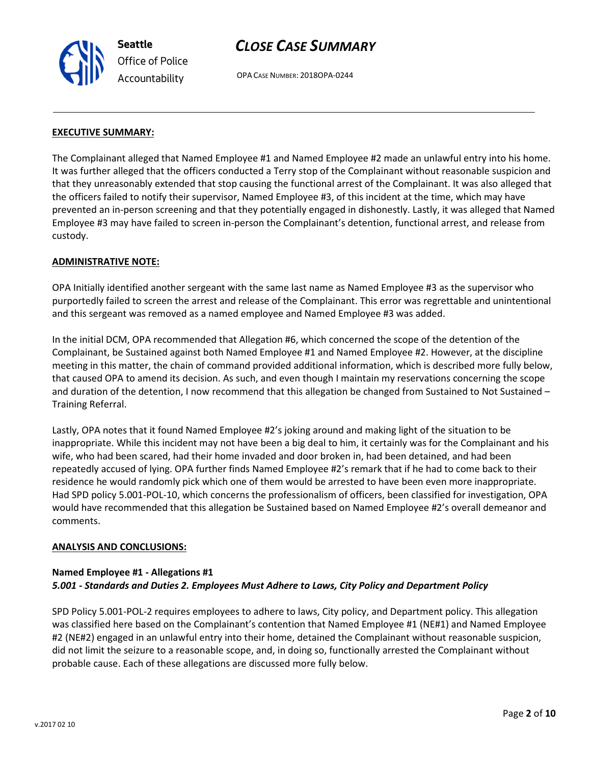## EXECUTIVE SUMMARY:

The Complainant alleged that Named Employee #1 and Named Employee #2 made an unlawful entry into his home. It was further alleged that the officers conducted a Terry stop of the Complainant without reasonable suspicion and that they unreasonably extended that stop causing the functional arrest of the Complainant. It was also alleged that the officers failed to notify their supervisor, Named Employee #3, of this incident at the time, which may have prevented an in-person screening and that they potentially engaged in dishonestly. Lastly, it was alleged that Named Employee #3 may have failed to screen in-person the Complainant's detention, functional arrest, and release from custody.

## ADMINISTRATIVE NOTE:

OPA Initially identified another sergeant with the same last name as Named Employee #3 as the supervisor who purportedly failed to screen the arrest and release of the Complainant. This error was regrettable and unintentional and this sergeant was removed as a named employee and Named Employee #3 was added.

In the initial DCM, OPA recommended that Allegation #6, which concerned the scope of the detention of the Complainant, be Sustained against both Named Employee #1 and Named Employee #2. However, at the discipline meeting in this matter, the chain of command provided additional information, which is described more fully below, that caused OPA to amend its decision. As such, and even though I maintain my reservations concerning the scope and duration of the detention, I now recommend that this allegation be changed from Sustained to Not Sustained – Training Referral.

Lastly, OPA notes that it found Named Employee #2's joking around and making light of the situation to be inappropriate. While this incident may not have been a big deal to him, it certainly was for the Complainant and his wife, who had been scared, had their home invaded and door broken in, had been detained, and had been repeatedly accused of lying. OPA further finds Named Employee #2's remark that if he had to come back to their residence he would randomly pick which one of them would be arrested to have been even more inappropriate. Had SPD policy 5.001-POL-10, which concerns the professionalism of officers, been classified for investigation, OPA would have recommended that this allegation be Sustained based on Named Employee #2's overall demeanor and comments.

## ANALYSIS AND CONCLUSIONS:

### Named Employee #1 - Allegations #1
***5.001 - Standards and Duties 2. Employees Must Adhere to Laws, City Policy and Department Policy***

SPD Policy 5.001-POL-2 requires employees to adhere to laws, City policy, and Department policy. This allegation was classified here based on the Complainant's contention that Named Employee #1 (NE#1) and Named Employee #2 (NE#2) engaged in an unlawful entry into their home, detained the Complainant without reasonable suspicion, did not limit the seizure to a reasonable scope, and, in doing so, functionally arrested the Complainant without probable cause. Each of these allegations are discussed more fully below.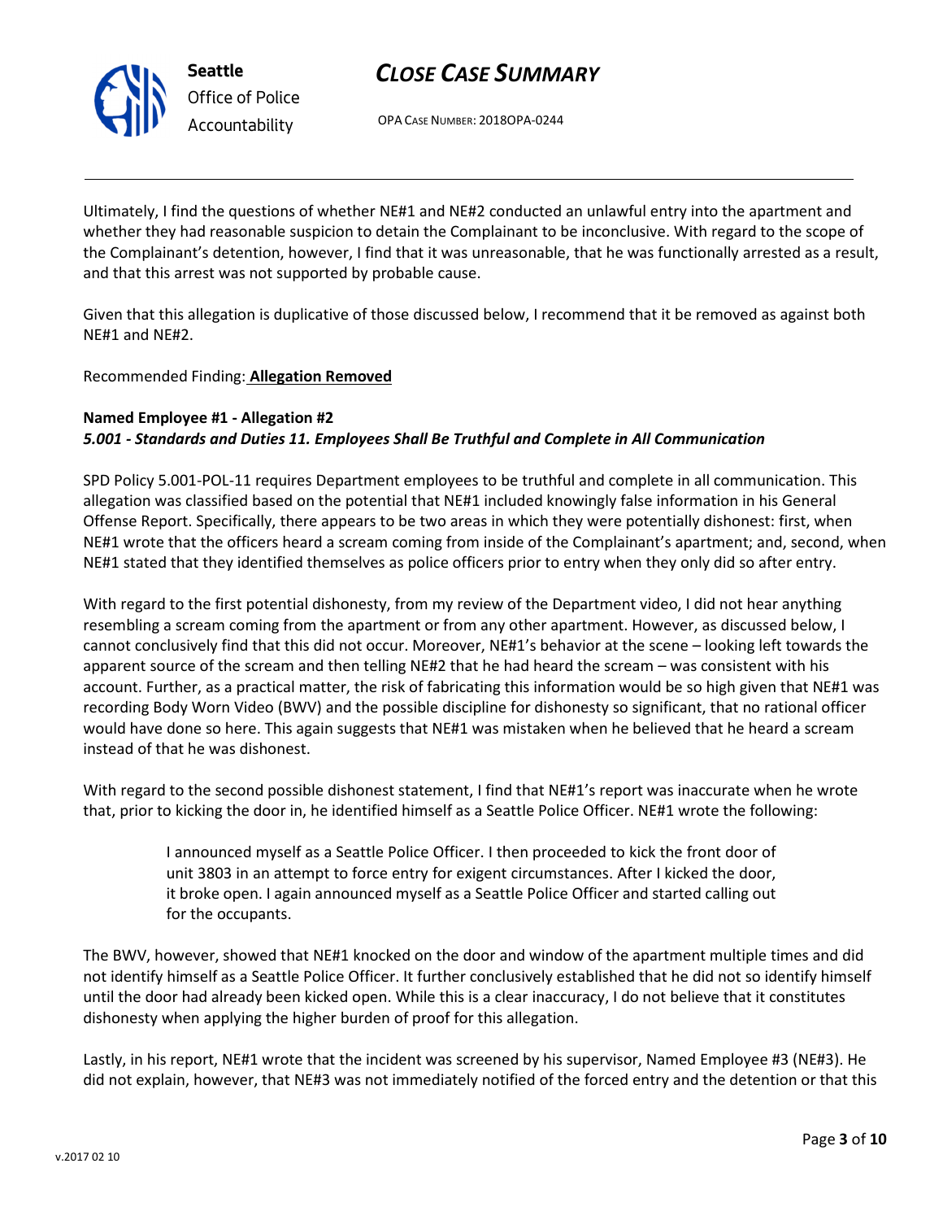Ultimately, I find the questions of whether NE#1 and NE#2 conducted an unlawful entry into the apartment and whether they had reasonable suspicion to detain the Complainant to be inconclusive. With regard to the scope of the Complainant's detention, however, I find that it was unreasonable, that he was functionally arrested as a result, and that this arrest was not supported by probable cause.

Given that this allegation is duplicative of those discussed below, I recommend that it be removed as against both NE#1 and NE#2.

Recommended Finding: **Allegation Removed**

**Named Employee #1 - Allegation #2**
***5.001 - Standards and Duties 11. Employees Shall Be Truthful and Complete in All Communication***

SPD Policy 5.001-POL-11 requires Department employees to be truthful and complete in all communication. This allegation was classified based on the potential that NE#1 included knowingly false information in his General Offense Report. Specifically, there appears to be two areas in which they were potentially dishonest: first, when NE#1 wrote that the officers heard a scream coming from inside of the Complainant's apartment; and, second, when NE#1 stated that they identified themselves as police officers prior to entry when they only did so after entry.

With regard to the first potential dishonesty, from my review of the Department video, I did not hear anything resembling a scream coming from the apartment or from any other apartment. However, as discussed below, I cannot conclusively find that this did not occur. Moreover, NE#1's behavior at the scene – looking left towards the apparent source of the scream and then telling NE#2 that he had heard the scream – was consistent with his account. Further, as a practical matter, the risk of fabricating this information would be so high given that NE#1 was recording Body Worn Video (BWV) and the possible discipline for dishonesty so significant, that no rational officer would have done so here. This again suggests that NE#1 was mistaken when he believed that he heard a scream instead of that he was dishonest.

With regard to the second possible dishonest statement, I find that NE#1's report was inaccurate when he wrote that, prior to kicking the door in, he identified himself as a Seattle Police Officer. NE#1 wrote the following:

> I announced myself as a Seattle Police Officer. I then proceeded to kick the front door of unit 3803 in an attempt to force entry for exigent circumstances. After I kicked the door, it broke open. I again announced myself as a Seattle Police Officer and started calling out for the occupants.

The BWV, however, showed that NE#1 knocked on the door and window of the apartment multiple times and did not identify himself as a Seattle Police Officer. It further conclusively established that he did not so identify himself until the door had already been kicked open. While this is a clear inaccuracy, I do not believe that it constitutes dishonesty when applying the higher burden of proof for this allegation.

Lastly, in his report, NE#1 wrote that the incident was screened by his supervisor, Named Employee #3 (NE#3). He did not explain, however, that NE#3 was not immediately notified of the forced entry and the detention or that this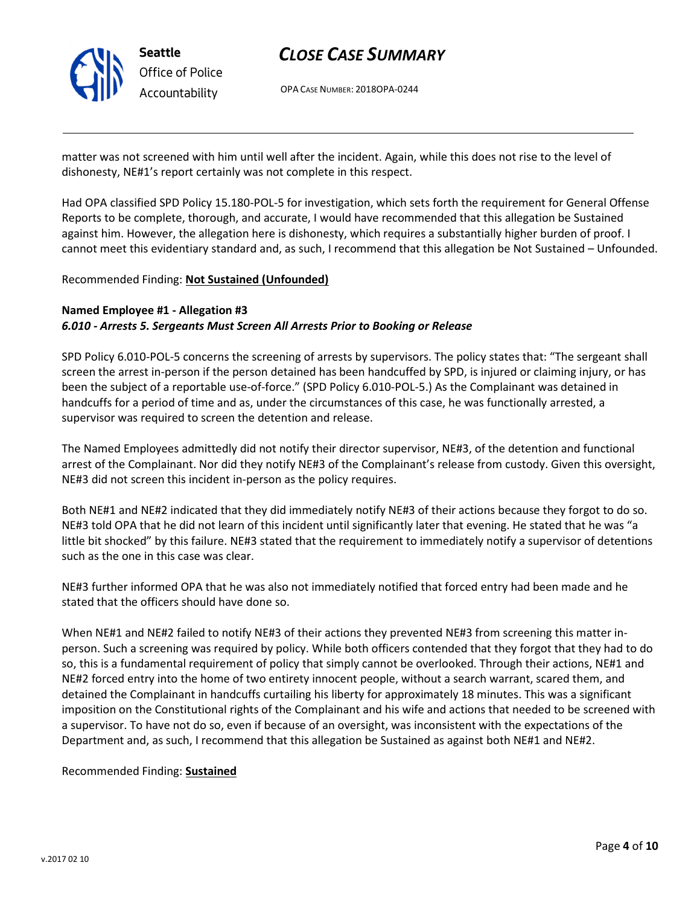matter was not screened with him until well after the incident. Again, while this does not rise to the level of dishonesty, NE#1's report certainly was not complete in this respect.

Had OPA classified SPD Policy 15.180-POL-5 for investigation, which sets forth the requirement for General Offense Reports to be complete, thorough, and accurate, I would have recommended that this allegation be Sustained against him. However, the allegation here is dishonesty, which requires a substantially higher burden of proof. I cannot meet this evidentiary standard and, as such, I recommend that this allegation be Not Sustained – Unfounded.

Recommended Finding: **Not Sustained (Unfounded)**

**Named Employee #1 - Allegation #3**
***6.010 - Arrests 5. Sergeants Must Screen All Arrests Prior to Booking or Release***

SPD Policy 6.010-POL-5 concerns the screening of arrests by supervisors. The policy states that: "The sergeant shall screen the arrest in-person if the person detained has been handcuffed by SPD, is injured or claiming injury, or has been the subject of a reportable use-of-force." (SPD Policy 6.010-POL-5.) As the Complainant was detained in handcuffs for a period of time and as, under the circumstances of this case, he was functionally arrested, a supervisor was required to screen the detention and release.

The Named Employees admittedly did not notify their director supervisor, NE#3, of the detention and functional arrest of the Complainant. Nor did they notify NE#3 of the Complainant's release from custody. Given this oversight, NE#3 did not screen this incident in-person as the policy requires.

Both NE#1 and NE#2 indicated that they did immediately notify NE#3 of their actions because they forgot to do so. NE#3 told OPA that he did not learn of this incident until significantly later that evening. He stated that he was "a little bit shocked" by this failure. NE#3 stated that the requirement to immediately notify a supervisor of detentions such as the one in this case was clear.

NE#3 further informed OPA that he was also not immediately notified that forced entry had been made and he stated that the officers should have done so.

When NE#1 and NE#2 failed to notify NE#3 of their actions they prevented NE#3 from screening this matter in-person. Such a screening was required by policy. While both officers contended that they forgot that they had to do so, this is a fundamental requirement of policy that simply cannot be overlooked. Through their actions, NE#1 and NE#2 forced entry into the home of two entirety innocent people, without a search warrant, scared them, and detained the Complainant in handcuffs curtailing his liberty for approximately 18 minutes. This was a significant imposition on the Constitutional rights of the Complainant and his wife and actions that needed to be screened with a supervisor. To have not do so, even if because of an oversight, was inconsistent with the expectations of the Department and, as such, I recommend that this allegation be Sustained as against both NE#1 and NE#2.

Recommended Finding: **Sustained**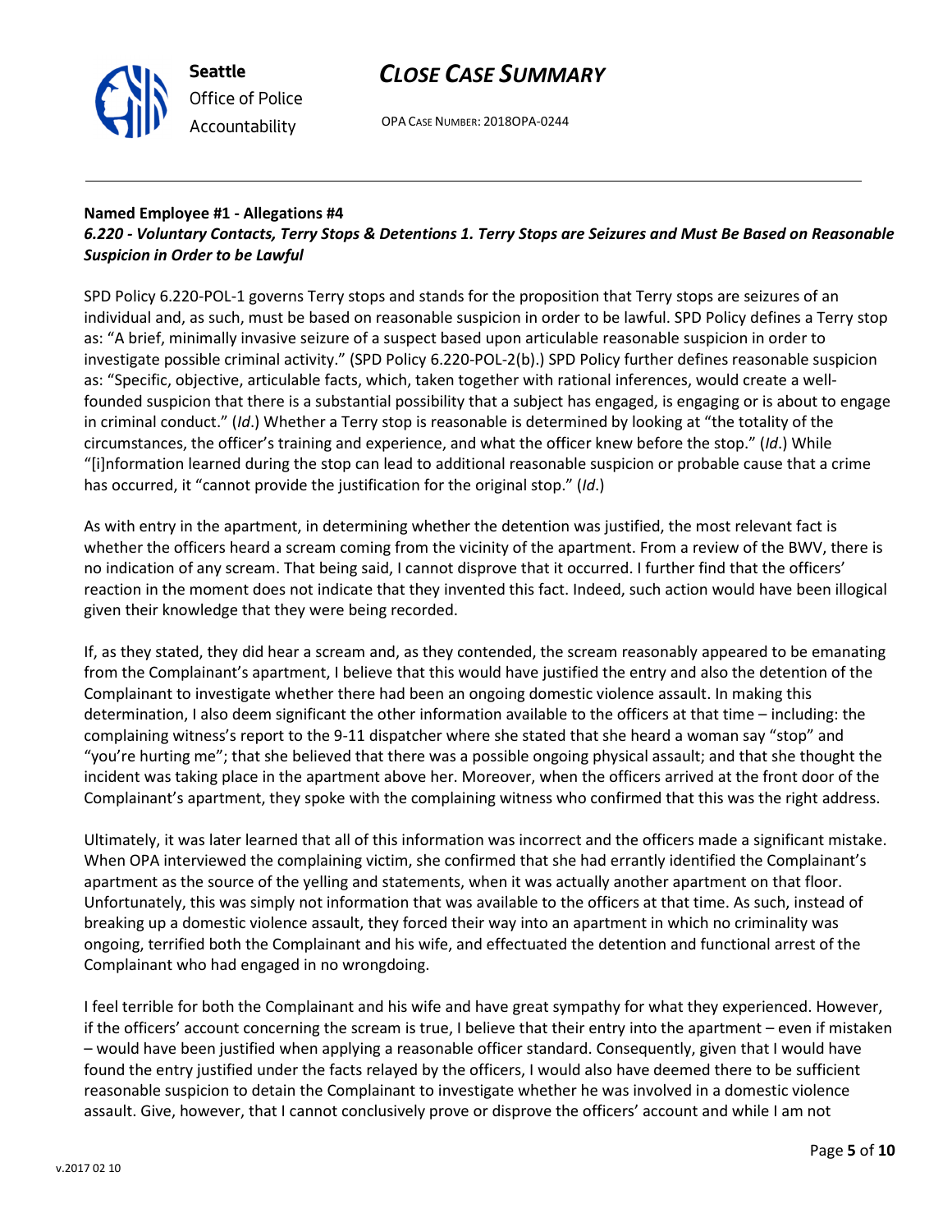**Named Employee #1 - Allegations #4**
***6.220 - Voluntary Contacts, Terry Stops & Detentions 1. Terry Stops are Seizures and Must Be Based on Reasonable Suspicion in Order to be Lawful***

SPD Policy 6.220-POL-1 governs Terry stops and stands for the proposition that Terry stops are seizures of an individual and, as such, must be based on reasonable suspicion in order to be lawful. SPD Policy defines a Terry stop as: "A brief, minimally invasive seizure of a suspect based upon articulable reasonable suspicion in order to investigate possible criminal activity." (SPD Policy 6.220-POL-2(b).) SPD Policy further defines reasonable suspicion as: "Specific, objective, articulable facts, which, taken together with rational inferences, would create a well-founded suspicion that there is a substantial possibility that a subject has engaged, is engaging or is about to engage in criminal conduct." (*Id*.) Whether a Terry stop is reasonable is determined by looking at "the totality of the circumstances, the officer's training and experience, and what the officer knew before the stop." (*Id*.) While "[i]nformation learned during the stop can lead to additional reasonable suspicion or probable cause that a crime has occurred, it "cannot provide the justification for the original stop." (*Id*.)

As with entry in the apartment, in determining whether the detention was justified, the most relevant fact is whether the officers heard a scream coming from the vicinity of the apartment. From a review of the BWV, there is no indication of any scream. That being said, I cannot disprove that it occurred. I further find that the officers' reaction in the moment does not indicate that they invented this fact. Indeed, such action would have been illogical given their knowledge that they were being recorded.

If, as they stated, they did hear a scream and, as they contended, the scream reasonably appeared to be emanating from the Complainant's apartment, I believe that this would have justified the entry and also the detention of the Complainant to investigate whether there had been an ongoing domestic violence assault. In making this determination, I also deem significant the other information available to the officers at that time – including: the complaining witness's report to the 9-11 dispatcher where she stated that she heard a woman say "stop" and "you're hurting me"; that she believed that there was a possible ongoing physical assault; and that she thought the incident was taking place in the apartment above her. Moreover, when the officers arrived at the front door of the Complainant's apartment, they spoke with the complaining witness who confirmed that this was the right address.

Ultimately, it was later learned that all of this information was incorrect and the officers made a significant mistake. When OPA interviewed the complaining victim, she confirmed that she had errantly identified the Complainant's apartment as the source of the yelling and statements, when it was actually another apartment on that floor. Unfortunately, this was simply not information that was available to the officers at that time. As such, instead of breaking up a domestic violence assault, they forced their way into an apartment in which no criminality was ongoing, terrified both the Complainant and his wife, and effectuated the detention and functional arrest of the Complainant who had engaged in no wrongdoing.

I feel terrible for both the Complainant and his wife and have great sympathy for what they experienced. However, if the officers' account concerning the scream is true, I believe that their entry into the apartment – even if mistaken – would have been justified when applying a reasonable officer standard. Consequently, given that I would have found the entry justified under the facts relayed by the officers, I would also have deemed there to be sufficient reasonable suspicion to detain the Complainant to investigate whether he was involved in a domestic violence assault. Give, however, that I cannot conclusively prove or disprove the officers' account and while I am not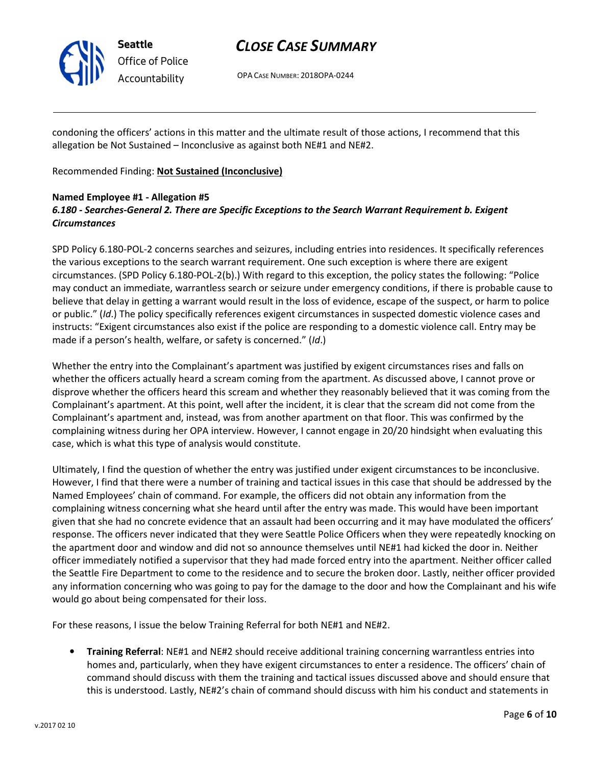condoning the officers' actions in this matter and the ultimate result of those actions, I recommend that this allegation be Not Sustained – Inconclusive as against both NE#1 and NE#2.

Recommended Finding: **Not Sustained (Inconclusive)**

**Named Employee #1 - Allegation #5**
***6.180 - Searches-General 2. There are Specific Exceptions to the Search Warrant Requirement b. Exigent Circumstances***

SPD Policy 6.180-POL-2 concerns searches and seizures, including entries into residences. It specifically references the various exceptions to the search warrant requirement. One such exception is where there are exigent circumstances. (SPD Policy 6.180-POL-2(b).) With regard to this exception, the policy states the following: "Police may conduct an immediate, warrantless search or seizure under emergency conditions, if there is probable cause to believe that delay in getting a warrant would result in the loss of evidence, escape of the suspect, or harm to police or public." (*Id*.) The policy specifically references exigent circumstances in suspected domestic violence cases and instructs: "Exigent circumstances also exist if the police are responding to a domestic violence call. Entry may be made if a person's health, welfare, or safety is concerned." (*Id*.)

Whether the entry into the Complainant's apartment was justified by exigent circumstances rises and falls on whether the officers actually heard a scream coming from the apartment. As discussed above, I cannot prove or disprove whether the officers heard this scream and whether they reasonably believed that it was coming from the Complainant's apartment. At this point, well after the incident, it is clear that the scream did not come from the Complainant's apartment and, instead, was from another apartment on that floor. This was confirmed by the complaining witness during her OPA interview. However, I cannot engage in 20/20 hindsight when evaluating this case, which is what this type of analysis would constitute.

Ultimately, I find the question of whether the entry was justified under exigent circumstances to be inconclusive. However, I find that there were a number of training and tactical issues in this case that should be addressed by the Named Employees' chain of command. For example, the officers did not obtain any information from the complaining witness concerning what she heard until after the entry was made. This would have been important given that she had no concrete evidence that an assault had been occurring and it may have modulated the officers' response. The officers never indicated that they were Seattle Police Officers when they were repeatedly knocking on the apartment door and window and did not so announce themselves until NE#1 had kicked the door in. Neither officer immediately notified a supervisor that they had made forced entry into the apartment. Neither officer called the Seattle Fire Department to come to the residence and to secure the broken door. Lastly, neither officer provided any information concerning who was going to pay for the damage to the door and how the Complainant and his wife would go about being compensated for their loss.

For these reasons, I issue the below Training Referral for both NE#1 and NE#2.

- **Training Referral**: NE#1 and NE#2 should receive additional training concerning warrantless entries into homes and, particularly, when they have exigent circumstances to enter a residence. The officers' chain of command should discuss with them the training and tactical issues discussed above and should ensure that this is understood. Lastly, NE#2's chain of command should discuss with him his conduct and statements in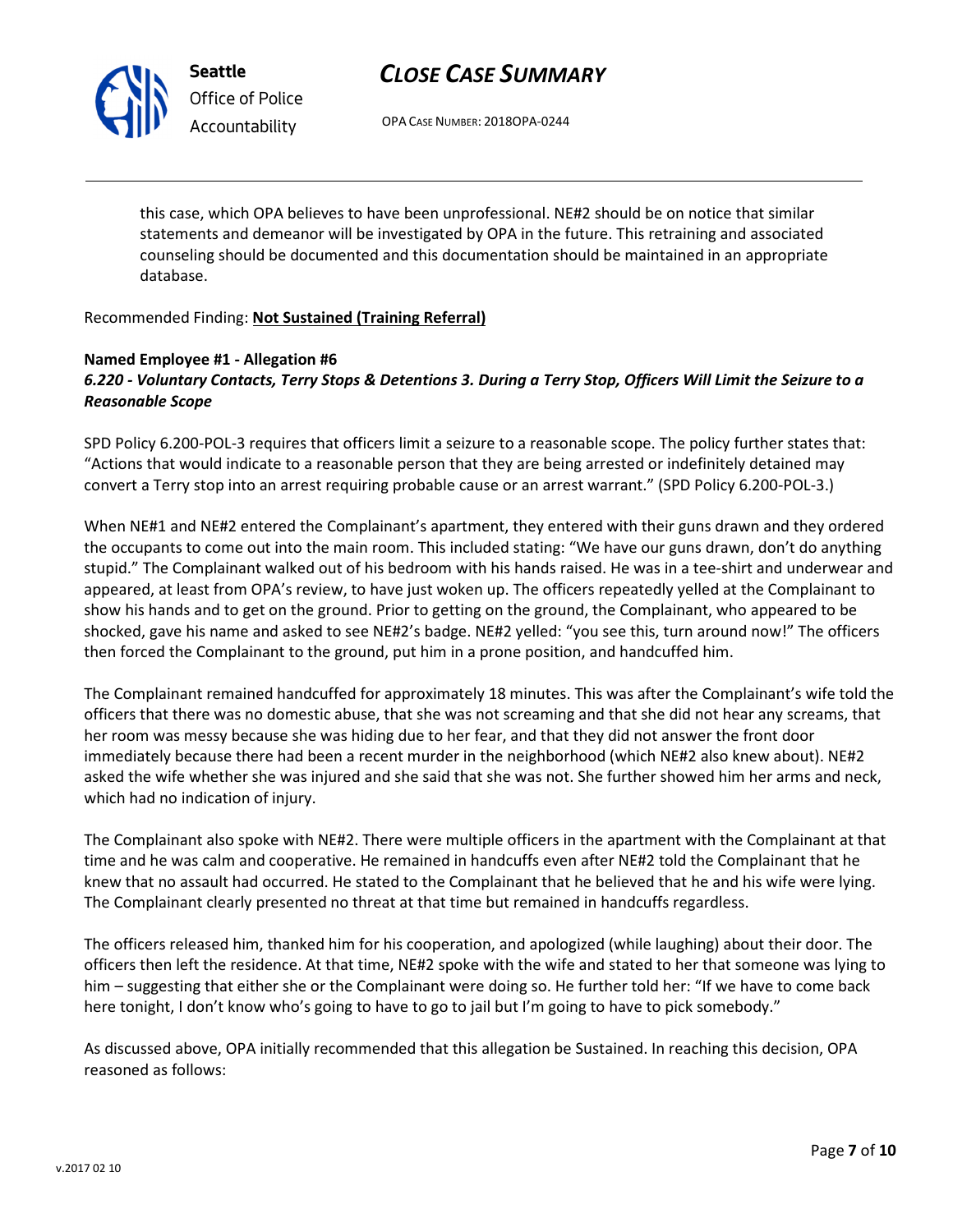this case, which OPA believes to have been unprofessional. NE#2 should be on notice that similar statements and demeanor will be investigated by OPA in the future. This retraining and associated counseling should be documented and this documentation should be maintained in an appropriate database.

Recommended Finding: **Not Sustained (Training Referral)**

**Named Employee #1 - Allegation #6**
***6.220 - Voluntary Contacts, Terry Stops & Detentions 3. During a Terry Stop, Officers Will Limit the Seizure to a Reasonable Scope***

SPD Policy 6.200-POL-3 requires that officers limit a seizure to a reasonable scope. The policy further states that: "Actions that would indicate to a reasonable person that they are being arrested or indefinitely detained may convert a Terry stop into an arrest requiring probable cause or an arrest warrant." (SPD Policy 6.200-POL-3.)

When NE#1 and NE#2 entered the Complainant's apartment, they entered with their guns drawn and they ordered the occupants to come out into the main room. This included stating: "We have our guns drawn, don't do anything stupid." The Complainant walked out of his bedroom with his hands raised. He was in a tee-shirt and underwear and appeared, at least from OPA's review, to have just woken up. The officers repeatedly yelled at the Complainant to show his hands and to get on the ground. Prior to getting on the ground, the Complainant, who appeared to be shocked, gave his name and asked to see NE#2's badge. NE#2 yelled: "you see this, turn around now!" The officers then forced the Complainant to the ground, put him in a prone position, and handcuffed him.

The Complainant remained handcuffed for approximately 18 minutes. This was after the Complainant's wife told the officers that there was no domestic abuse, that she was not screaming and that she did not hear any screams, that her room was messy because she was hiding due to her fear, and that they did not answer the front door immediately because there had been a recent murder in the neighborhood (which NE#2 also knew about). NE#2 asked the wife whether she was injured and she said that she was not. She further showed him her arms and neck, which had no indication of injury.

The Complainant also spoke with NE#2. There were multiple officers in the apartment with the Complainant at that time and he was calm and cooperative. He remained in handcuffs even after NE#2 told the Complainant that he knew that no assault had occurred. He stated to the Complainant that he believed that he and his wife were lying. The Complainant clearly presented no threat at that time but remained in handcuffs regardless.

The officers released him, thanked him for his cooperation, and apologized (while laughing) about their door. The officers then left the residence. At that time, NE#2 spoke with the wife and stated to her that someone was lying to him – suggesting that either she or the Complainant were doing so. He further told her: "If we have to come back here tonight, I don't know who's going to have to go to jail but I'm going to have to pick somebody."

As discussed above, OPA initially recommended that this allegation be Sustained. In reaching this decision, OPA reasoned as follows: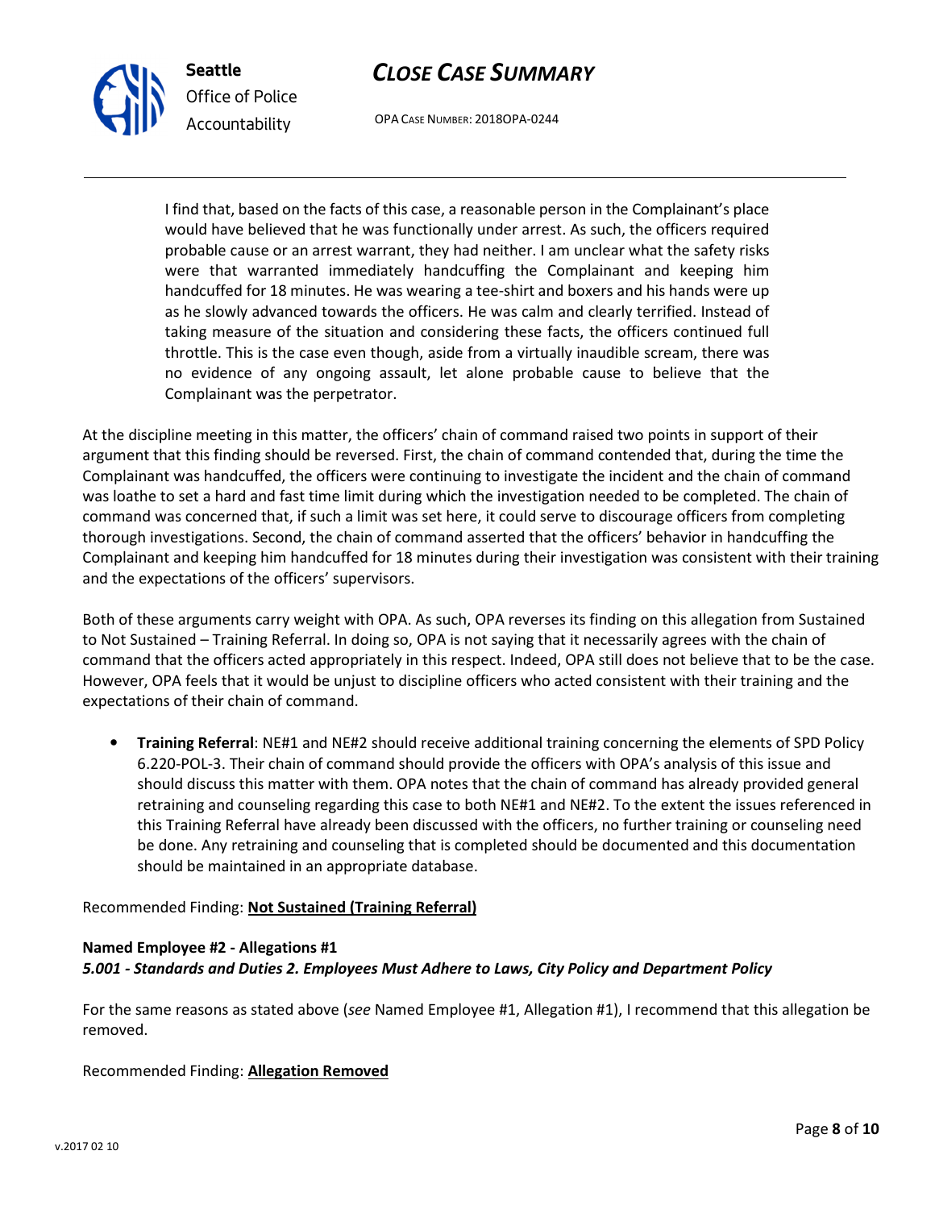> I find that, based on the facts of this case, a reasonable person in the Complainant's place would have believed that he was functionally under arrest. As such, the officers required probable cause or an arrest warrant, they had neither. I am unclear what the safety risks were that warranted immediately handcuffing the Complainant and keeping him handcuffed for 18 minutes. He was wearing a tee-shirt and boxers and his hands were up as he slowly advanced towards the officers. He was calm and clearly terrified. Instead of taking measure of the situation and considering these facts, the officers continued full throttle. This is the case even though, aside from a virtually inaudible scream, there was no evidence of any ongoing assault, let alone probable cause to believe that the Complainant was the perpetrator.

At the discipline meeting in this matter, the officers' chain of command raised two points in support of their argument that this finding should be reversed. First, the chain of command contended that, during the time the Complainant was handcuffed, the officers were continuing to investigate the incident and the chain of command was loathe to set a hard and fast time limit during which the investigation needed to be completed. The chain of command was concerned that, if such a limit was set here, it could serve to discourage officers from completing thorough investigations. Second, the chain of command asserted that the officers' behavior in handcuffing the Complainant and keeping him handcuffed for 18 minutes during their investigation was consistent with their training and the expectations of the officers' supervisors.

Both of these arguments carry weight with OPA. As such, OPA reverses its finding on this allegation from Sustained to Not Sustained – Training Referral. In doing so, OPA is not saying that it necessarily agrees with the chain of command that the officers acted appropriately in this respect. Indeed, OPA still does not believe that to be the case. However, OPA feels that it would be unjust to discipline officers who acted consistent with their training and the expectations of their chain of command.

- **Training Referral**: NE#1 and NE#2 should receive additional training concerning the elements of SPD Policy 6.220-POL-3. Their chain of command should provide the officers with OPA's analysis of this issue and should discuss this matter with them. OPA notes that the chain of command has already provided general retraining and counseling regarding this case to both NE#1 and NE#2. To the extent the issues referenced in this Training Referral have already been discussed with the officers, no further training or counseling need be done. Any retraining and counseling that is completed should be documented and this documentation should be maintained in an appropriate database.

Recommended Finding: **Not Sustained (Training Referral)**

**Named Employee #2 - Allegations #1**
***5.001 - Standards and Duties 2. Employees Must Adhere to Laws, City Policy and Department Policy***

For the same reasons as stated above (*see* Named Employee #1, Allegation #1), I recommend that this allegation be removed.

Recommended Finding: **Allegation Removed**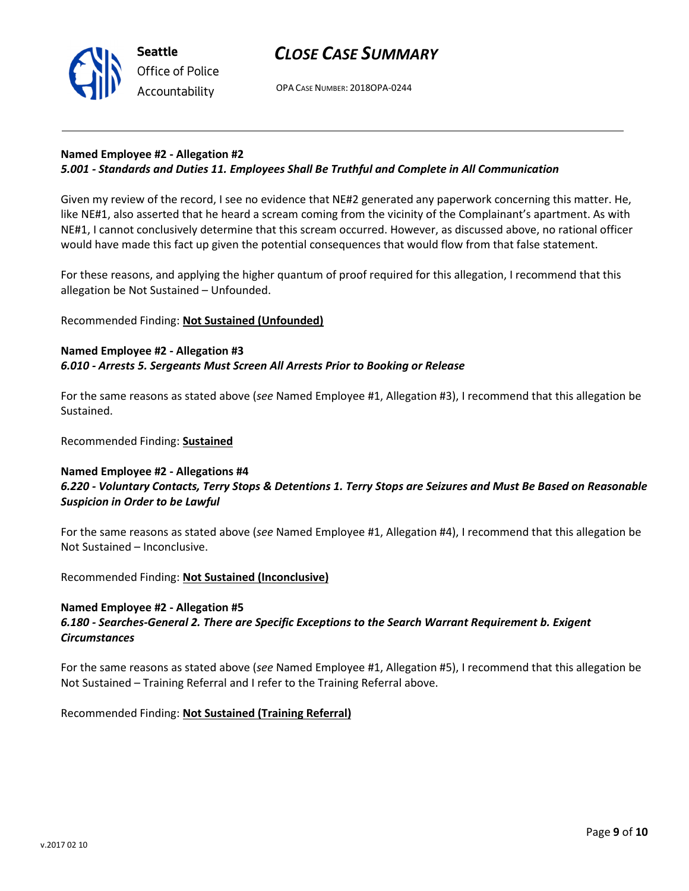**Named Employee #2 - Allegation #2**
***5.001 - Standards and Duties 11. Employees Shall Be Truthful and Complete in All Communication***

Given my review of the record, I see no evidence that NE#2 generated any paperwork concerning this matter. He, like NE#1, also asserted that he heard a scream coming from the vicinity of the Complainant's apartment. As with NE#1, I cannot conclusively determine that this scream occurred. However, as discussed above, no rational officer would have made this fact up given the potential consequences that would flow from that false statement.

For these reasons, and applying the higher quantum of proof required for this allegation, I recommend that this allegation be Not Sustained – Unfounded.

Recommended Finding: **Not Sustained (Unfounded)**

**Named Employee #2 - Allegation #3**
***6.010 - Arrests 5. Sergeants Must Screen All Arrests Prior to Booking or Release***

For the same reasons as stated above (*see* Named Employee #1, Allegation #3), I recommend that this allegation be Sustained.

Recommended Finding: **Sustained**

**Named Employee #2 - Allegations #4**
***6.220 - Voluntary Contacts, Terry Stops & Detentions 1. Terry Stops are Seizures and Must Be Based on Reasonable Suspicion in Order to be Lawful***

For the same reasons as stated above (*see* Named Employee #1, Allegation #4), I recommend that this allegation be Not Sustained – Inconclusive.

Recommended Finding: **Not Sustained (Inconclusive)**

**Named Employee #2 - Allegation #5**
***6.180 - Searches-General 2. There are Specific Exceptions to the Search Warrant Requirement b. Exigent Circumstances***

For the same reasons as stated above (*see* Named Employee #1, Allegation #5), I recommend that this allegation be Not Sustained – Training Referral and I refer to the Training Referral above.

Recommended Finding: **Not Sustained (Training Referral)**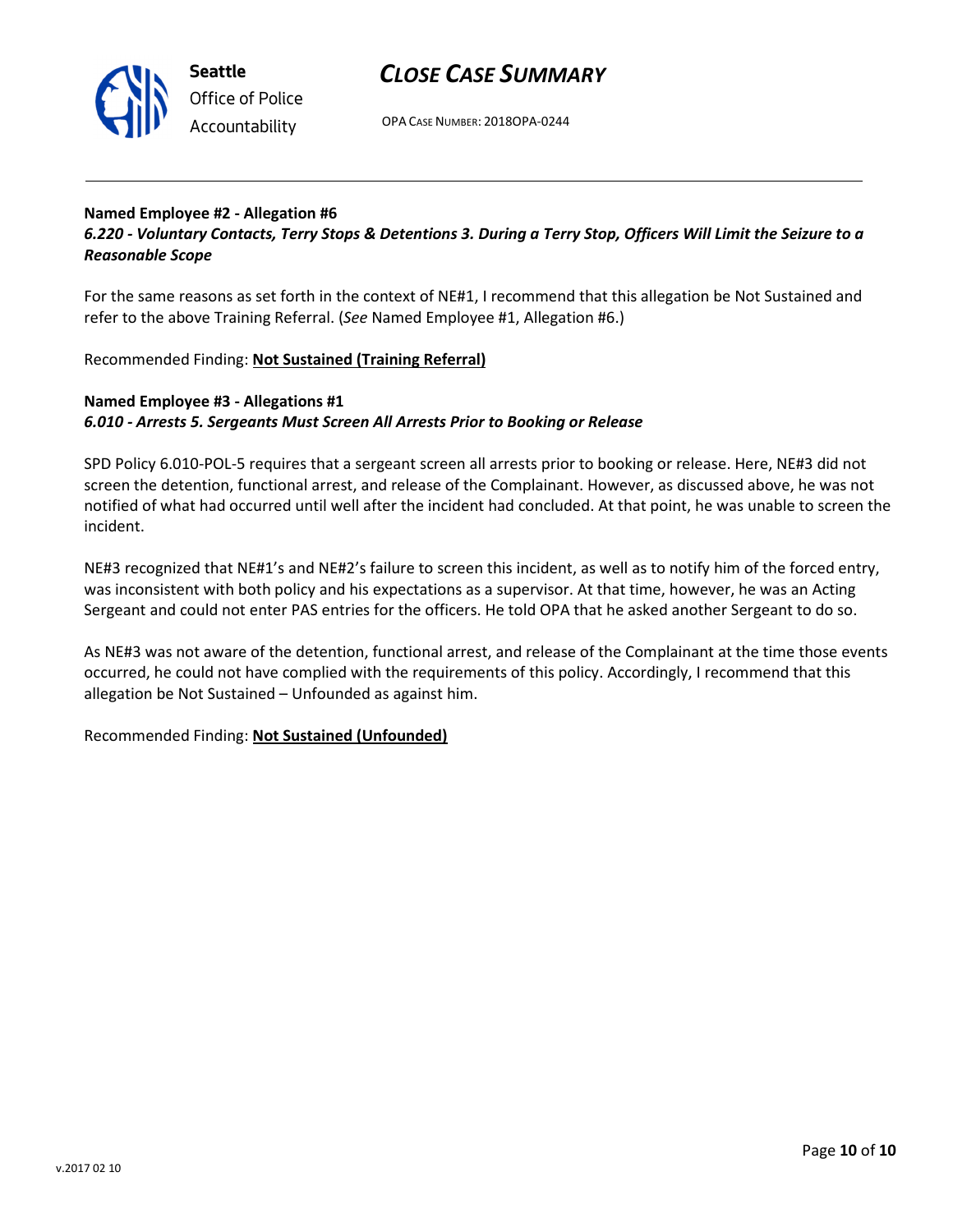**Named Employee #2 - Allegation #6**
***6.220 - Voluntary Contacts, Terry Stops & Detentions 3. During a Terry Stop, Officers Will Limit the Seizure to a Reasonable Scope***

For the same reasons as set forth in the context of NE#1, I recommend that this allegation be Not Sustained and refer to the above Training Referral. (*See* Named Employee #1, Allegation #6.)

Recommended Finding: **Not Sustained (Training Referral)**

**Named Employee #3 - Allegations #1**
***6.010 - Arrests 5. Sergeants Must Screen All Arrests Prior to Booking or Release***

SPD Policy 6.010-POL-5 requires that a sergeant screen all arrests prior to booking or release. Here, NE#3 did not screen the detention, functional arrest, and release of the Complainant. However, as discussed above, he was not notified of what had occurred until well after the incident had concluded. At that point, he was unable to screen the incident.

NE#3 recognized that NE#1's and NE#2's failure to screen this incident, as well as to notify him of the forced entry, was inconsistent with both policy and his expectations as a supervisor. At that time, however, he was an Acting Sergeant and could not enter PAS entries for the officers. He told OPA that he asked another Sergeant to do so.

As NE#3 was not aware of the detention, functional arrest, and release of the Complainant at the time those events occurred, he could not have complied with the requirements of this policy. Accordingly, I recommend that this allegation be Not Sustained – Unfounded as against him.

Recommended Finding: **Not Sustained (Unfounded)**